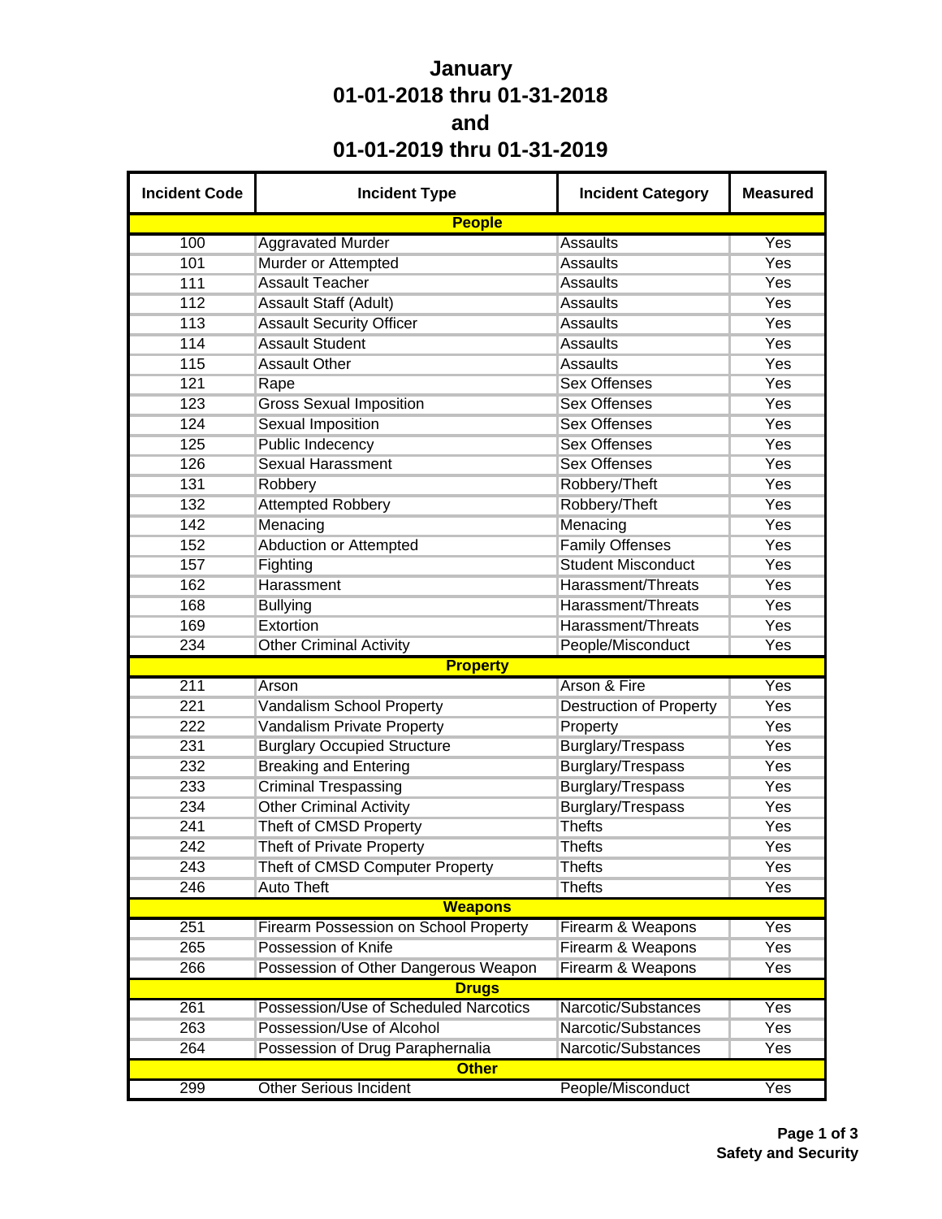# January
# 01-01-2018 thru 01-31-2018
# and
# 01-01-2019 thru 01-31-2019

| Incident Code | Incident Type | Incident Category | Measured |
|---|---|---|---|
| **People** | | | |
| 100 | Aggravated Murder | Assaults | Yes |
| 101 | Murder or Attempted | Assaults | Yes |
| 111 | Assault Teacher | Assaults | Yes |
| 112 | Assault Staff (Adult) | Assaults | Yes |
| 113 | Assault Security Officer | Assaults | Yes |
| 114 | Assault Student | Assaults | Yes |
| 115 | Assault Other | Assaults | Yes |
| 121 | Rape | Sex Offenses | Yes |
| 123 | Gross Sexual Imposition | Sex Offenses | Yes |
| 124 | Sexual Imposition | Sex Offenses | Yes |
| 125 | Public Indecency | Sex Offenses | Yes |
| 126 | Sexual Harassment | Sex Offenses | Yes |
| 131 | Robbery | Robbery/Theft | Yes |
| 132 | Attempted Robbery | Robbery/Theft | Yes |
| 142 | Menacing | Menacing | Yes |
| 152 | Abduction or Attempted | Family Offenses | Yes |
| 157 | Fighting | Student Misconduct | Yes |
| 162 | Harassment | Harassment/Threats | Yes |
| 168 | Bullying | Harassment/Threats | Yes |
| 169 | Extortion | Harassment/Threats | Yes |
| 234 | Other Criminal Activity | People/Misconduct | Yes |
| **Property** | | | |
| 211 | Arson | Arson & Fire | Yes |
| 221 | Vandalism School Property | Destruction of Property | Yes |
| 222 | Vandalism Private Property | Property | Yes |
| 231 | Burglary Occupied Structure | Burglary/Trespass | Yes |
| 232 | Breaking and Entering | Burglary/Trespass | Yes |
| 233 | Criminal Trespassing | Burglary/Trespass | Yes |
| 234 | Other Criminal Activity | Burglary/Trespass | Yes |
| 241 | Theft of CMSD Property | Thefts | Yes |
| 242 | Theft of Private Property | Thefts | Yes |
| 243 | Theft of CMSD Computer Property | Thefts | Yes |
| 246 | Auto Theft | Thefts | Yes |
| **Weapons** | | | |
| 251 | Firearm Possession on School Property | Firearm & Weapons | Yes |
| 265 | Possession of Knife | Firearm & Weapons | Yes |
| 266 | Possession of Other Dangerous Weapon | Firearm & Weapons | Yes |
| **Drugs** | | | |
| 261 | Possession/Use of Scheduled Narcotics | Narcotic/Substances | Yes |
| 263 | Possession/Use of Alcohol | Narcotic/Substances | Yes |
| 264 | Possession of Drug Paraphernalia | Narcotic/Substances | Yes |
| **Other** | | | |
| 299 | Other Serious Incident | People/Misconduct | Yes |

**Safety and Security**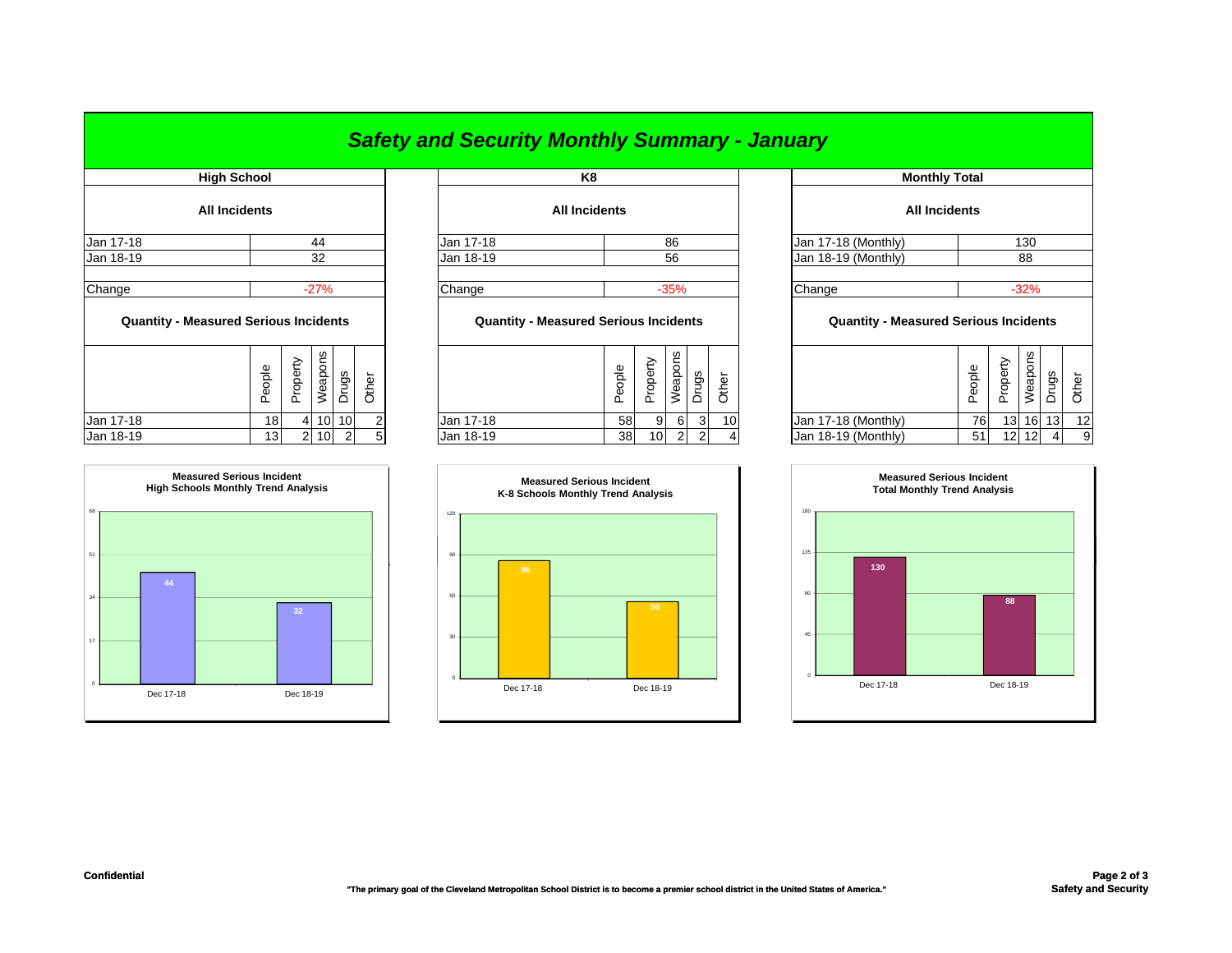# Safety and Security Monthly Summary - January

## High School

### All Incidents

| | |
|---|---|
| Jan 17-18 | 44 |
| Jan 18-19 | 32 |
| Change | -27% |

### Quantity - Measured Serious Incidents

| | People | Property | Weapons | Drugs | Other |
|---|---|---|---|---|---|
| Jan 17-18 | 18 | 4 | 10 | 10 | 2 |
| Jan 18-19 | 13 | 2 | 10 | 2 | 5 |

**Measured Serious Incident**
**High Schools Monthly Trend Analysis**

| | Value |
|---|---|
| Dec 17-18 | 44 |
| Dec 18-19 | 32 |

## K8

### All Incidents

| | |
|---|---|
| Jan 17-18 | 86 |
| Jan 18-19 | 56 |
| Change | -35% |

### Quantity - Measured Serious Incidents

| | People | Property | Weapons | Drugs | Other |
|---|---|---|---|---|---|
| Jan 17-18 | 58 | 9 | 6 | 3 | 10 |
| Jan 18-19 | 38 | 10 | 2 | 2 | 4 |

**Measured Serious Incident**
**K-8 Schools Monthly Trend Analysis**

| | Value |
|---|---|
| Dec 17-18 | 86 |
| Dec 18-19 | 56 |

## Monthly Total

### All Incidents

| | |
|---|---|
| Jan 17-18 (Monthly) | 130 |
| Jan 18-19 (Monthly) | 88 |
| Change | -32% |

### Quantity - Measured Serious Incidents

| | People | Property | Weapons | Drugs | Other |
|---|---|---|---|---|---|
| Jan 17-18 (Monthly) | 76 | 13 | 16 | 13 | 12 |
| Jan 18-19 (Monthly) | 51 | 12 | 12 | 4 | 9 |

**Measured Serious Incident**
**Total Monthly Trend Analysis**

| | Value |
|---|---|
| Dec 17-18 | 130 |
| Dec 18-19 | 88 |

**Confidential**

**"The primary goal of the Cleveland Metropolitan School District is to become a premier school district in the United States of America."**

**Safety and Security**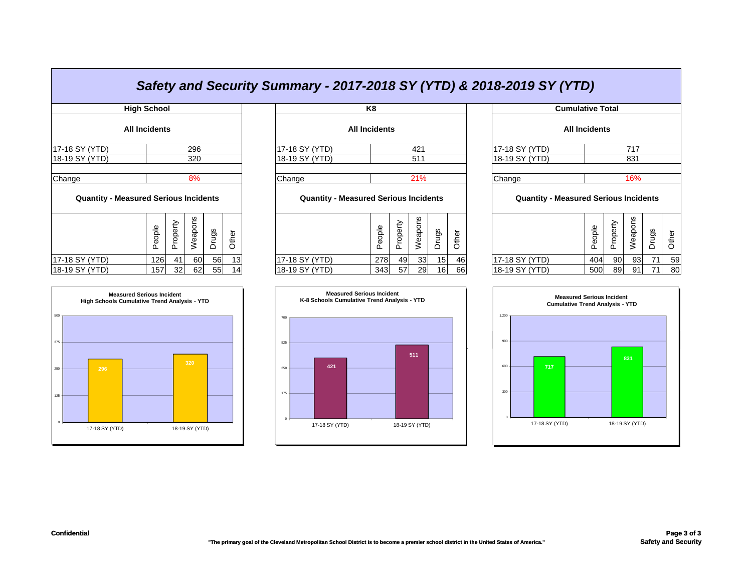# Safety and Security Summary - 2017-2018 SY (YTD) & 2018-2019 SY (YTD)

## High School

### All Incidents

| | |
|---|---|
| 17-18 SY (YTD) | 296 |
| 18-19 SY (YTD) | 320 |
| Change | 8% |

### Quantity - Measured Serious Incidents

| | People | Property | Weapons | Drugs | Other |
|---|---|---|---|---|---|
| 17-18 SY (YTD) | 126 | 41 | 60 | 56 | 13 |
| 18-19 SY (YTD) | 157 | 32 | 62 | 55 | 14 |

## K8

### All Incidents

| | |
|---|---|
| 17-18 SY (YTD) | 421 |
| 18-19 SY (YTD) | 511 |
| Change | 21% |

### Quantity - Measured Serious Incidents

| | People | Property | Weapons | Drugs | Other |
|---|---|---|---|---|---|
| 17-18 SY (YTD) | 278 | 49 | 33 | 15 | 46 |
| 18-19 SY (YTD) | 343 | 57 | 29 | 16 | 66 |

## Cumulative Total

### All Incidents

| | |
|---|---|
| 17-18 SY (YTD) | 717 |
| 18-19 SY (YTD) | 831 |
| Change | 16% |

### Quantity - Measured Serious Incidents

| | People | Property | Weapons | Drugs | Other |
|---|---|---|---|---|---|
| 17-18 SY (YTD) | 404 | 90 | 93 | 71 | 59 |
| 18-19 SY (YTD) | 500 | 89 | 91 | 71 | 80 |

Measured Serious Incident
High Schools Cumulative Trend Analysis - YTD

500
375
250
125
0
296
320
17-18 SY (YTD)
18-19 SY (YTD)

Measured Serious Incident
K-8 Schools Cumulative Trend Analysis - YTD

700
525
350
175
0
421
511
17-18 SY (YTD)
18-19 SY (YTD)

Measured Serious Incident
Cumulative Trend Analysis - YTD

1,200
900
600
300
0
717
831
17-18 SY (YTD)
18-19 SY (YTD)

Confidential

"The primary goal of the Cleveland Metropolitan School District is to become a premier school district in the United States of America."

Safety and Security